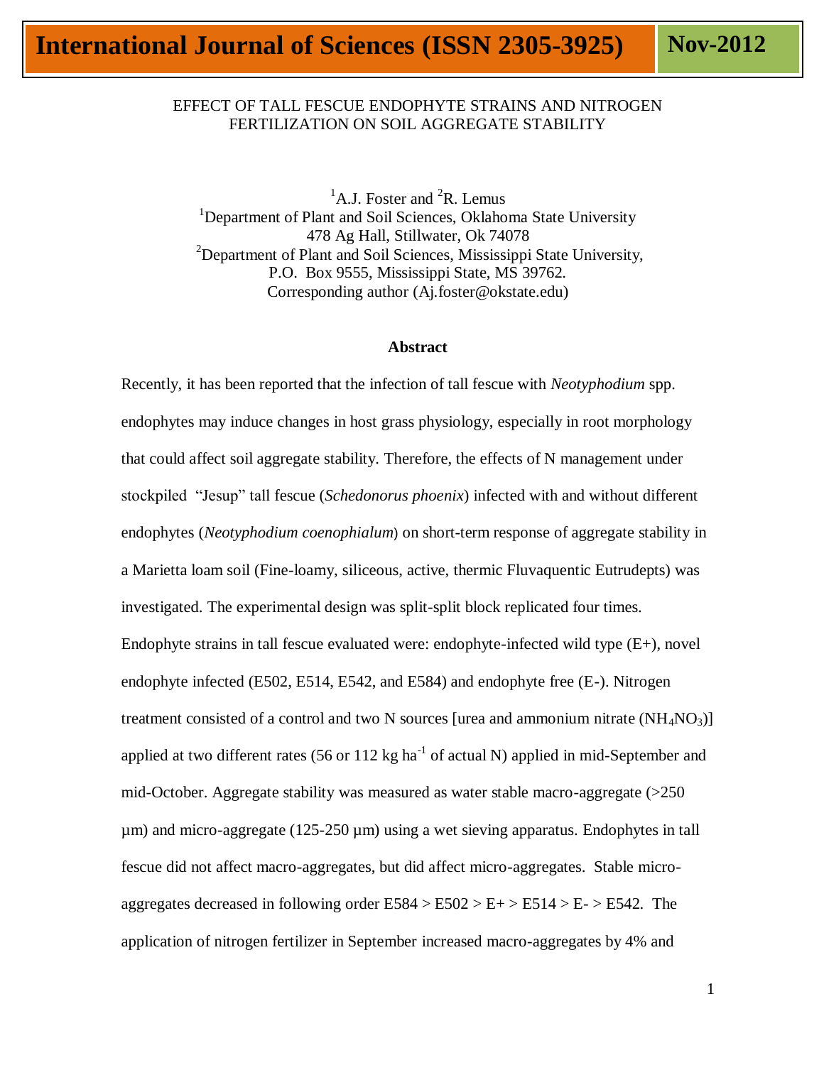EFFECT OF TALL FESCUE ENDOPHYTE STRAINS AND NITROGEN FERTILIZATION ON SOIL AGGREGATE STABILITY

[1]A.J. Foster and [2]R. Lemus

[1]Department of Plant and Soil Sciences, Oklahoma State University
478 Ag Hall, Stillwater, Ok 74078

[2]Department of Plant and Soil Sciences, Mississippi State University,
P.O. Box 9555, Mississippi State, MS 39762.

Corresponding author (Aj.foster@okstate.edu)

## Abstract

Recently, it has been reported that the infection of tall fescue with *Neotyphodium* spp. endophytes may induce changes in host grass physiology, especially in root morphology that could affect soil aggregate stability. Therefore, the effects of N management under stockpiled "Jesup" tall fescue (*Schedonorus phoenix*) infected with and without different endophytes (*Neotyphodium coenophialum*) on short-term response of aggregate stability in a Marietta loam soil (Fine-loamy, siliceous, active, thermic Fluvaquentic Eutrudepts) was investigated. The experimental design was split-split block replicated four times. Endophyte strains in tall fescue evaluated were: endophyte-infected wild type (E+), novel endophyte infected (E502, E514, E542, and E584) and endophyte free (E-). Nitrogen treatment consisted of a control and two N sources [urea and ammonium nitrate ($NH_4NO_3$)] applied at two different rates (56 or 112 kg $ha^{-1}$ of actual N) applied in mid-September and mid-October. Aggregate stability was measured as water stable macro-aggregate (>250 µm) and micro-aggregate (125-250 µm) using a wet sieving apparatus. Endophytes in tall fescue did not affect macro-aggregates, but did affect micro-aggregates. Stable micro-aggregates decreased in following order E584 > E502 > E+ > E514 > E- > E542. The application of nitrogen fertilizer in September increased macro-aggregates by 4% and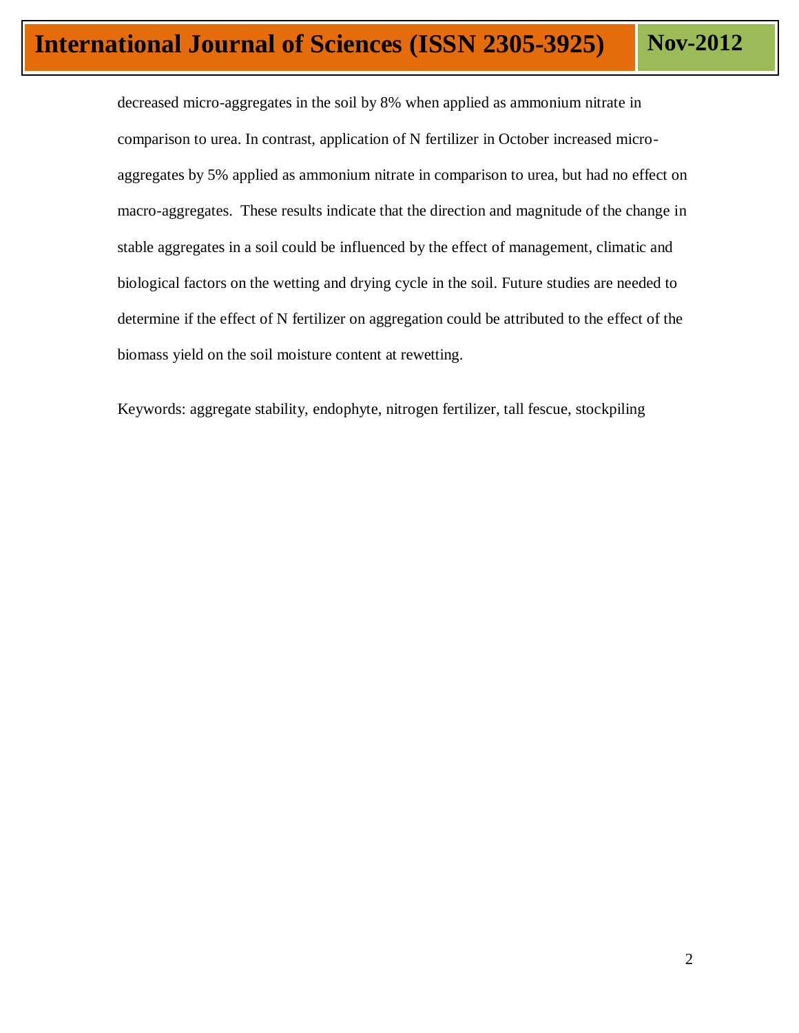decreased micro-aggregates in the soil by 8% when applied as ammonium nitrate in comparison to urea. In contrast, application of N fertilizer in October increased micro-aggregates by 5% applied as ammonium nitrate in comparison to urea, but had no effect on macro-aggregates. These results indicate that the direction and magnitude of the change in stable aggregates in a soil could be influenced by the effect of management, climatic and biological factors on the wetting and drying cycle in the soil. Future studies are needed to determine if the effect of N fertilizer on aggregation could be attributed to the effect of the biomass yield on the soil moisture content at rewetting.

Keywords: aggregate stability, endophyte, nitrogen fertilizer, tall fescue, stockpiling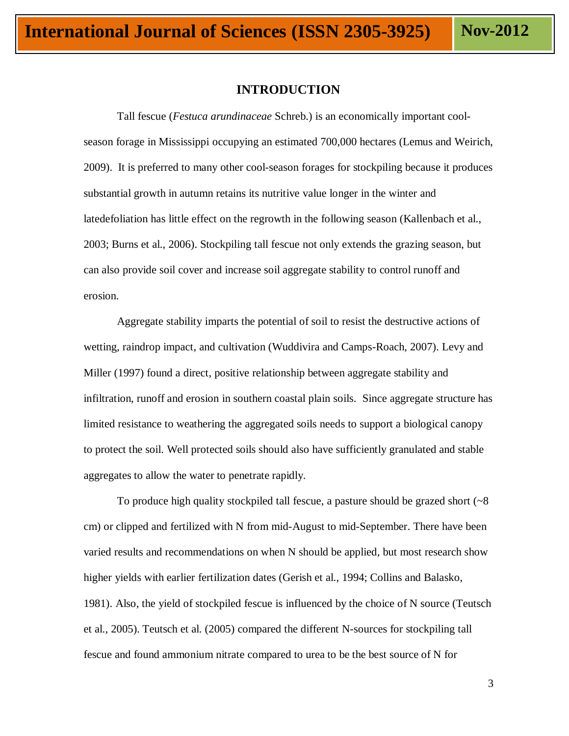## INTRODUCTION

Tall fescue (*Festuca arundinaceae* Schreb.) is an economically important cool-season forage in Mississippi occupying an estimated 700,000 hectares (Lemus and Weirich, 2009). It is preferred to many other cool-season forages for stockpiling because it produces substantial growth in autumn retains its nutritive value longer in the winter and latedefoliation has little effect on the regrowth in the following season (Kallenbach et al., 2003; Burns et al., 2006). Stockpiling tall fescue not only extends the grazing season, but can also provide soil cover and increase soil aggregate stability to control runoff and erosion.

Aggregate stability imparts the potential of soil to resist the destructive actions of wetting, raindrop impact, and cultivation (Wuddivira and Camps-Roach, 2007). Levy and Miller (1997) found a direct, positive relationship between aggregate stability and infiltration, runoff and erosion in southern coastal plain soils. Since aggregate structure has limited resistance to weathering the aggregated soils needs to support a biological canopy to protect the soil. Well protected soils should also have sufficiently granulated and stable aggregates to allow the water to penetrate rapidly.

To produce high quality stockpiled tall fescue, a pasture should be grazed short (~8 cm) or clipped and fertilized with N from mid-August to mid-September. There have been varied results and recommendations on when N should be applied, but most research show higher yields with earlier fertilization dates (Gerish et al., 1994; Collins and Balasko, 1981). Also, the yield of stockpiled fescue is influenced by the choice of N source (Teutsch et al., 2005). Teutsch et al. (2005) compared the different N-sources for stockpiling tall fescue and found ammonium nitrate compared to urea to be the best source of N for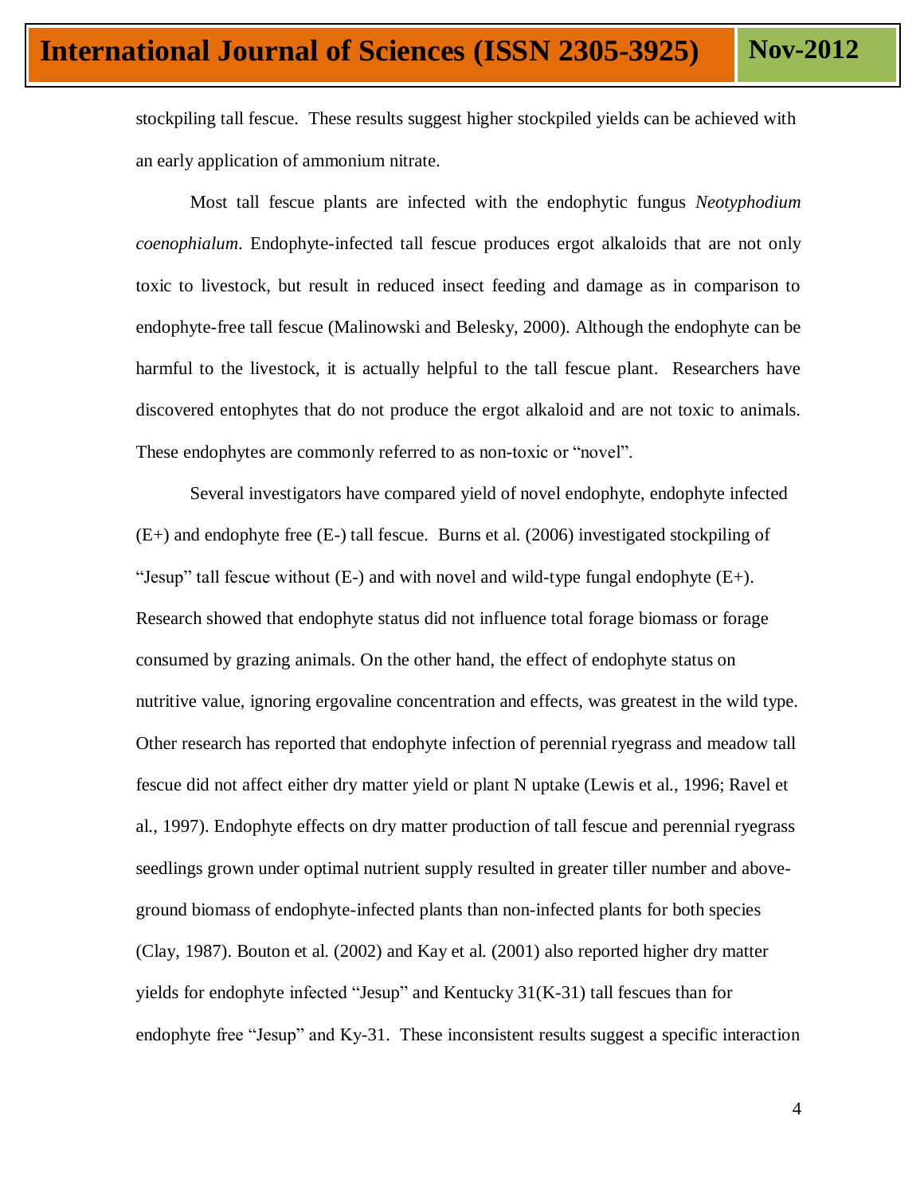stockpiling tall fescue. These results suggest higher stockpiled yields can be achieved with an early application of ammonium nitrate.

Most tall fescue plants are infected with the endophytic fungus *Neotyphodium coenophialum*. Endophyte-infected tall fescue produces ergot alkaloids that are not only toxic to livestock, but result in reduced insect feeding and damage as in comparison to endophyte-free tall fescue (Malinowski and Belesky, 2000). Although the endophyte can be harmful to the livestock, it is actually helpful to the tall fescue plant. Researchers have discovered entophytes that do not produce the ergot alkaloid and are not toxic to animals. These endophytes are commonly referred to as non-toxic or "novel".

Several investigators have compared yield of novel endophyte, endophyte infected (E+) and endophyte free (E-) tall fescue. Burns et al. (2006) investigated stockpiling of "Jesup" tall fescue without (E-) and with novel and wild-type fungal endophyte (E+). Research showed that endophyte status did not influence total forage biomass or forage consumed by grazing animals. On the other hand, the effect of endophyte status on nutritive value, ignoring ergovaline concentration and effects, was greatest in the wild type. Other research has reported that endophyte infection of perennial ryegrass and meadow tall fescue did not affect either dry matter yield or plant N uptake (Lewis et al., 1996; Ravel et al., 1997). Endophyte effects on dry matter production of tall fescue and perennial ryegrass seedlings grown under optimal nutrient supply resulted in greater tiller number and above-ground biomass of endophyte-infected plants than non-infected plants for both species (Clay, 1987). Bouton et al. (2002) and Kay et al. (2001) also reported higher dry matter yields for endophyte infected "Jesup" and Kentucky 31(K-31) tall fescues than for endophyte free "Jesup" and Ky-31. These inconsistent results suggest a specific interaction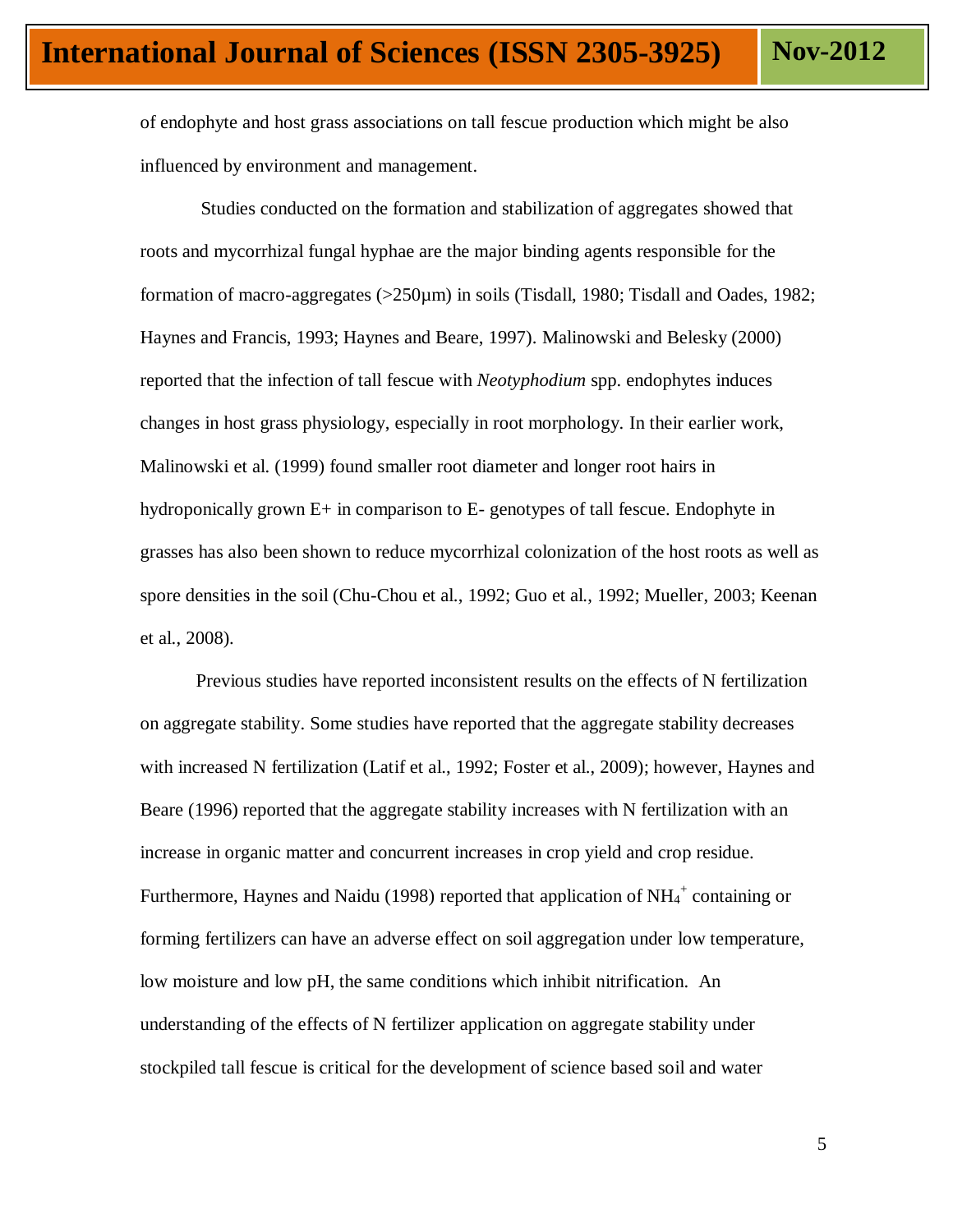of endophyte and host grass associations on tall fescue production which might be also influenced by environment and management.

Studies conducted on the formation and stabilization of aggregates showed that roots and mycorrhizal fungal hyphae are the major binding agents responsible for the formation of macro-aggregates (>250µm) in soils (Tisdall, 1980; Tisdall and Oades, 1982; Haynes and Francis, 1993; Haynes and Beare, 1997). Malinowski and Belesky (2000) reported that the infection of tall fescue with *Neotyphodium* spp. endophytes induces changes in host grass physiology, especially in root morphology. In their earlier work, Malinowski et al. (1999) found smaller root diameter and longer root hairs in hydroponically grown E+ in comparison to E- genotypes of tall fescue. Endophyte in grasses has also been shown to reduce mycorrhizal colonization of the host roots as well as spore densities in the soil (Chu-Chou et al., 1992; Guo et al., 1992; Mueller, 2003; Keenan et al., 2008).

Previous studies have reported inconsistent results on the effects of N fertilization on aggregate stability. Some studies have reported that the aggregate stability decreases with increased N fertilization (Latif et al., 1992; Foster et al., 2009); however, Haynes and Beare (1996) reported that the aggregate stability increases with N fertilization with an increase in organic matter and concurrent increases in crop yield and crop residue. Furthermore, Haynes and Naidu (1998) reported that application of $NH_4^+$ containing or forming fertilizers can have an adverse effect on soil aggregation under low temperature, low moisture and low pH, the same conditions which inhibit nitrification. An understanding of the effects of N fertilizer application on aggregate stability under stockpiled tall fescue is critical for the development of science based soil and water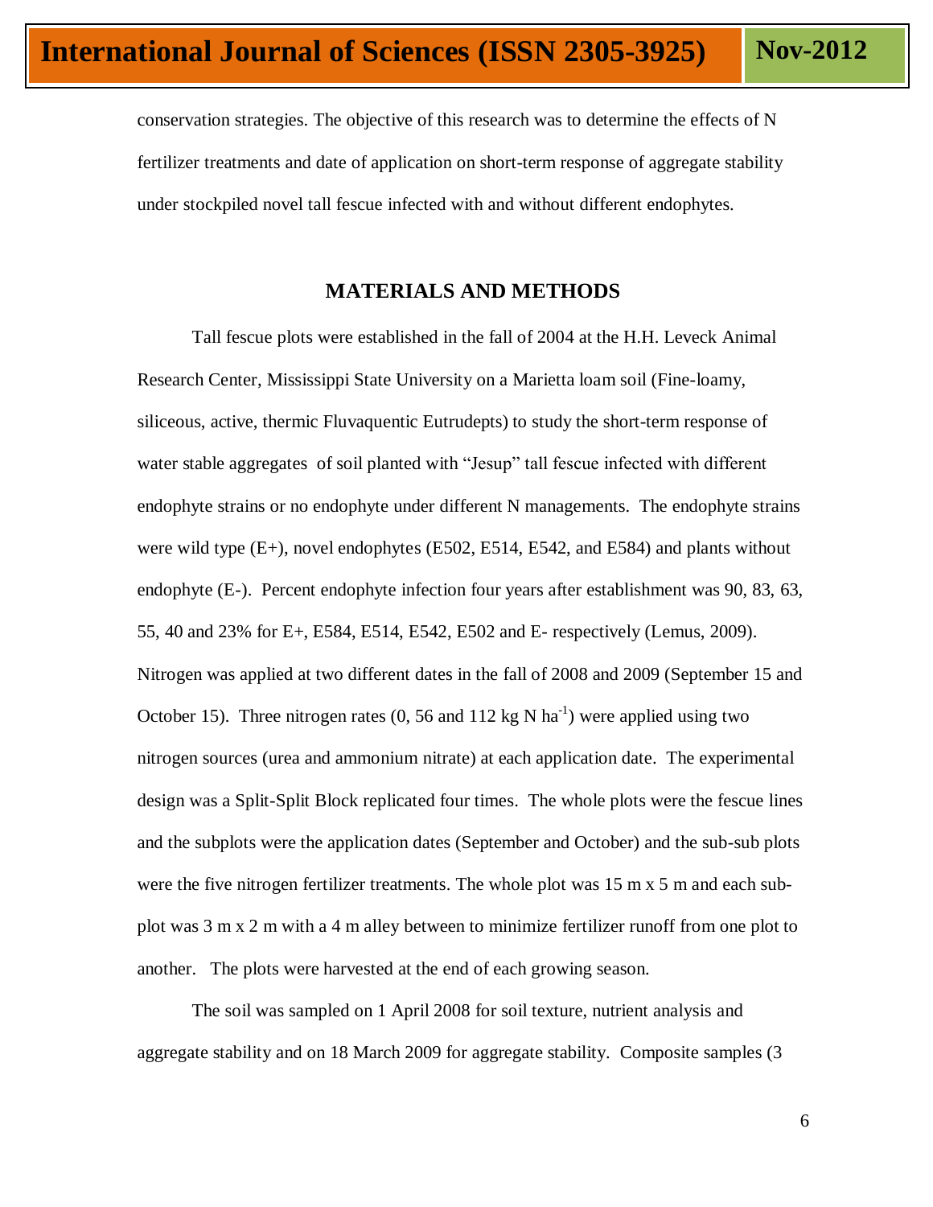conservation strategies. The objective of this research was to determine the effects of N fertilizer treatments and date of application on short-term response of aggregate stability under stockpiled novel tall fescue infected with and without different endophytes.

## MATERIALS AND METHODS

Tall fescue plots were established in the fall of 2004 at the H.H. Leveck Animal Research Center, Mississippi State University on a Marietta loam soil (Fine-loamy, siliceous, active, thermic Fluvaquentic Eutrudepts) to study the short-term response of water stable aggregates of soil planted with "Jesup" tall fescue infected with different endophyte strains or no endophyte under different N managements. The endophyte strains were wild type (E+), novel endophytes (E502, E514, E542, and E584) and plants without endophyte (E-). Percent endophyte infection four years after establishment was 90, 83, 63, 55, 40 and 23% for E+, E584, E514, E542, E502 and E- respectively (Lemus, 2009). Nitrogen was applied at two different dates in the fall of 2008 and 2009 (September 15 and October 15). Three nitrogen rates (0, 56 and 112 kg N $ha^{-1}$) were applied using two nitrogen sources (urea and ammonium nitrate) at each application date. The experimental design was a Split-Split Block replicated four times. The whole plots were the fescue lines and the subplots were the application dates (September and October) and the sub-sub plots were the five nitrogen fertilizer treatments. The whole plot was 15 m x 5 m and each sub-plot was 3 m x 2 m with a 4 m alley between to minimize fertilizer runoff from one plot to another. The plots were harvested at the end of each growing season.

The soil was sampled on 1 April 2008 for soil texture, nutrient analysis and aggregate stability and on 18 March 2009 for aggregate stability. Composite samples (3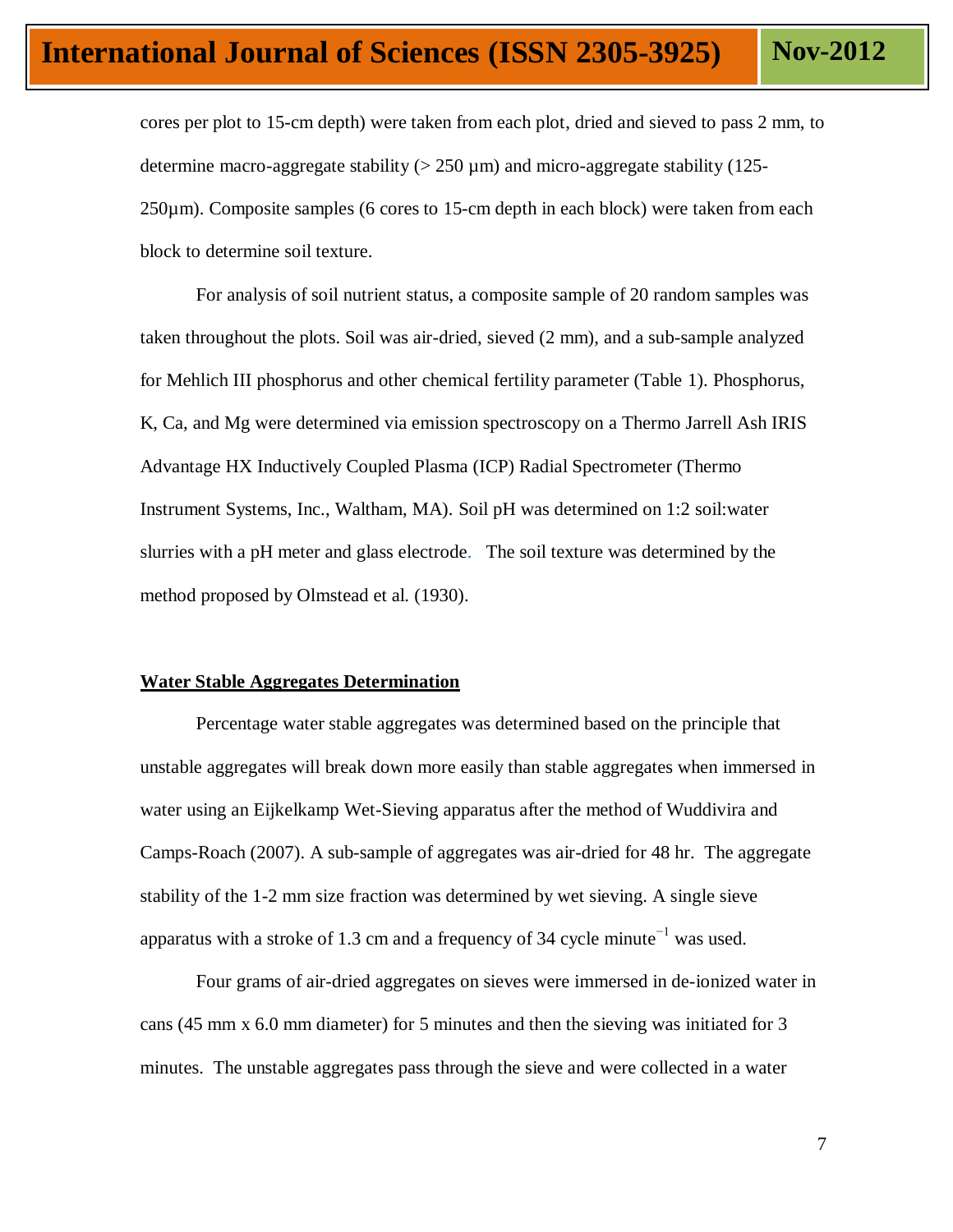cores per plot to 15-cm depth) were taken from each plot, dried and sieved to pass 2 mm, to determine macro-aggregate stability (> 250 µm) and micro-aggregate stability (125-250µm). Composite samples (6 cores to 15-cm depth in each block) were taken from each block to determine soil texture.

For analysis of soil nutrient status, a composite sample of 20 random samples was taken throughout the plots. Soil was air-dried, sieved (2 mm), and a sub-sample analyzed for Mehlich III phosphorus and other chemical fertility parameter (Table 1). Phosphorus, K, Ca, and Mg were determined via emission spectroscopy on a Thermo Jarrell Ash IRIS Advantage HX Inductively Coupled Plasma (ICP) Radial Spectrometer (Thermo Instrument Systems, Inc., Waltham, MA). Soil pH was determined on 1:2 soil:water slurries with a pH meter and glass electrode. The soil texture was determined by the method proposed by Olmstead et al. (1930).

**Water Stable Aggregates Determination**

Percentage water stable aggregates was determined based on the principle that unstable aggregates will break down more easily than stable aggregates when immersed in water using an Eijkelkamp Wet-Sieving apparatus after the method of Wuddivira and Camps-Roach (2007). A sub-sample of aggregates was air-dried for 48 hr. The aggregate stability of the 1-2 mm size fraction was determined by wet sieving. A single sieve apparatus with a stroke of 1.3 cm and a frequency of 34 cycle minute$^{-1}$ was used.

Four grams of air-dried aggregates on sieves were immersed in de-ionized water in cans (45 mm x 6.0 mm diameter) for 5 minutes and then the sieving was initiated for 3 minutes. The unstable aggregates pass through the sieve and were collected in a water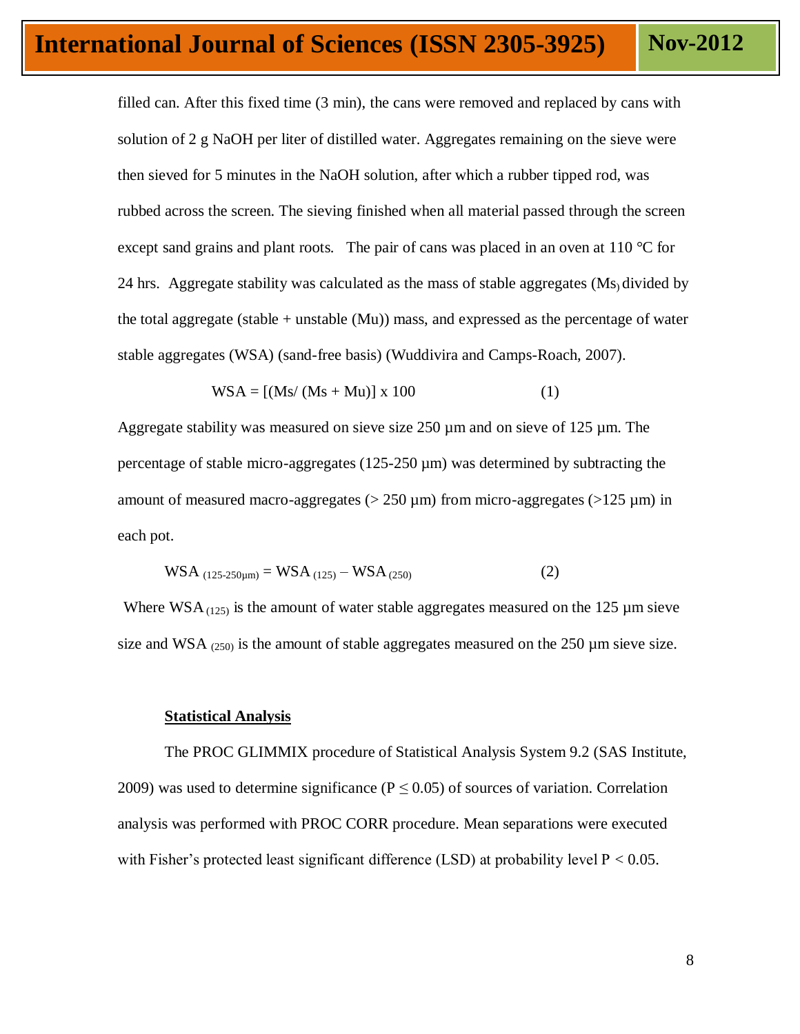filled can. After this fixed time (3 min), the cans were removed and replaced by cans with solution of 2 g NaOH per liter of distilled water. Aggregates remaining on the sieve were then sieved for 5 minutes in the NaOH solution, after which a rubber tipped rod, was rubbed across the screen. The sieving finished when all material passed through the screen except sand grains and plant roots. The pair of cans was placed in an oven at 110 °C for 24 hrs. Aggregate stability was calculated as the mass of stable aggregates (Ms) divided by the total aggregate (stable + unstable (Mu)) mass, and expressed as the percentage of water stable aggregates (WSA) (sand-free basis) (Wuddivira and Camps-Roach, 2007).

$$WSA = [(Ms/ (Ms + Mu)] \times 100 \qquad (1)$$

Aggregate stability was measured on sieve size 250 µm and on sieve of 125 µm. The percentage of stable micro-aggregates (125-250 µm) was determined by subtracting the amount of measured macro-aggregates (> 250 µm) from micro-aggregates (>125 µm) in each pot.

$$WSA_{(125\text{-}250\mu m)} = WSA_{(125)} - WSA_{(250)} \qquad (2)$$

Where $WSA_{(125)}$ is the amount of water stable aggregates measured on the 125 µm sieve size and $WSA_{(250)}$ is the amount of stable aggregates measured on the 250 µm sieve size.

## Statistical Analysis

The PROC GLIMMIX procedure of Statistical Analysis System 9.2 (SAS Institute, 2009) was used to determine significance ($P \leq 0.05$) of sources of variation. Correlation analysis was performed with PROC CORR procedure. Mean separations were executed with Fisher's protected least significant difference (LSD) at probability level $P < 0.05$.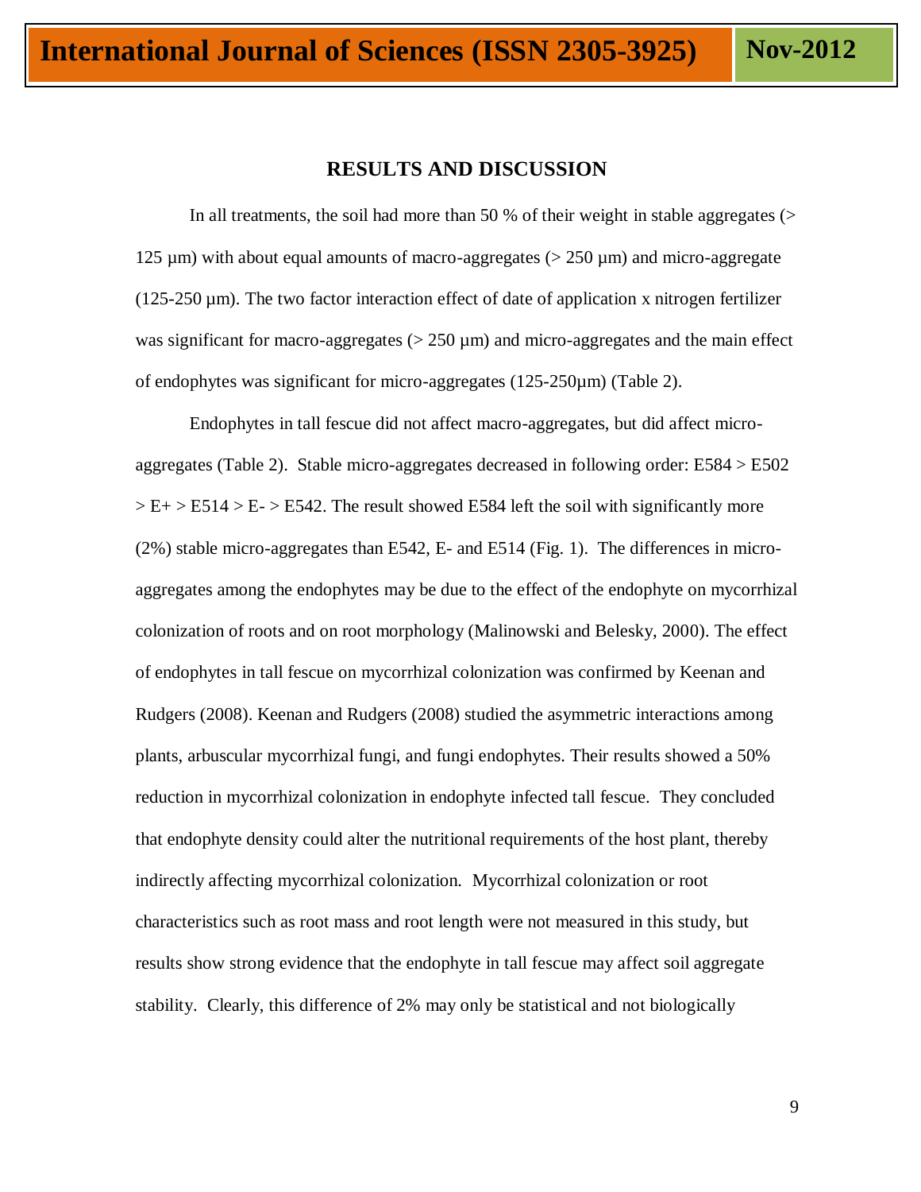## RESULTS AND DISCUSSION

In all treatments, the soil had more than 50 % of their weight in stable aggregates (> 125 µm) with about equal amounts of macro-aggregates (> 250 µm) and micro-aggregate (125-250 µm). The two factor interaction effect of date of application x nitrogen fertilizer was significant for macro-aggregates (> 250 µm) and micro-aggregates and the main effect of endophytes was significant for micro-aggregates (125-250µm) (Table 2).

Endophytes in tall fescue did not affect macro-aggregates, but did affect micro-aggregates (Table 2). Stable micro-aggregates decreased in following order: E584 > E502 > E+ > E514 > E- > E542. The result showed E584 left the soil with significantly more (2%) stable micro-aggregates than E542, E- and E514 (Fig. 1). The differences in micro-aggregates among the endophytes may be due to the effect of the endophyte on mycorrhizal colonization of roots and on root morphology (Malinowski and Belesky, 2000). The effect of endophytes in tall fescue on mycorrhizal colonization was confirmed by Keenan and Rudgers (2008). Keenan and Rudgers (2008) studied the asymmetric interactions among plants, arbuscular mycorrhizal fungi, and fungi endophytes. Their results showed a 50% reduction in mycorrhizal colonization in endophyte infected tall fescue. They concluded that endophyte density could alter the nutritional requirements of the host plant, thereby indirectly affecting mycorrhizal colonization. Mycorrhizal colonization or root characteristics such as root mass and root length were not measured in this study, but results show strong evidence that the endophyte in tall fescue may affect soil aggregate stability. Clearly, this difference of 2% may only be statistical and not biologically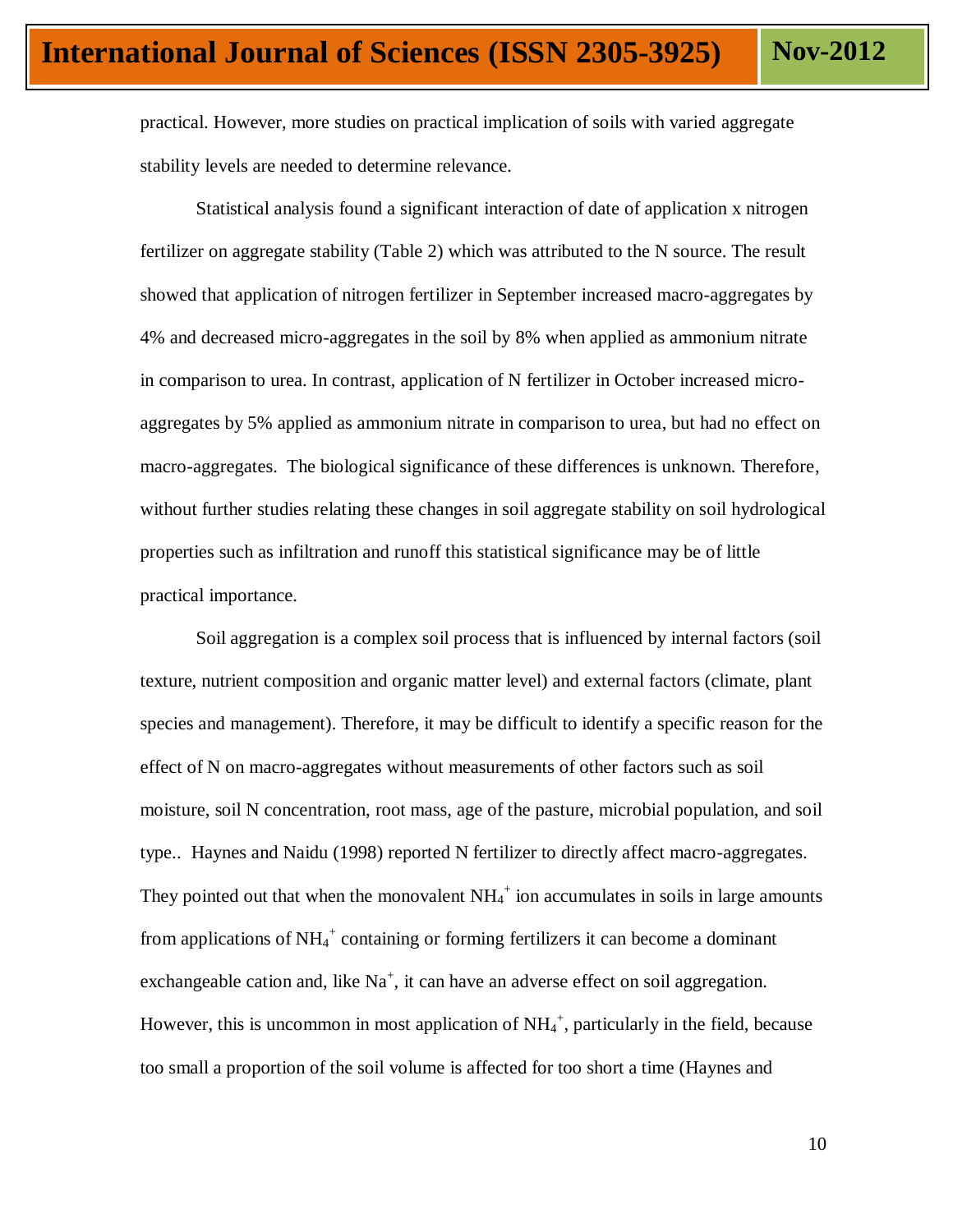practical. However, more studies on practical implication of soils with varied aggregate stability levels are needed to determine relevance.

Statistical analysis found a significant interaction of date of application x nitrogen fertilizer on aggregate stability (Table 2) which was attributed to the N source. The result showed that application of nitrogen fertilizer in September increased macro-aggregates by 4% and decreased micro-aggregates in the soil by 8% when applied as ammonium nitrate in comparison to urea. In contrast, application of N fertilizer in October increased micro-aggregates by 5% applied as ammonium nitrate in comparison to urea, but had no effect on macro-aggregates. The biological significance of these differences is unknown. Therefore, without further studies relating these changes in soil aggregate stability on soil hydrological properties such as infiltration and runoff this statistical significance may be of little practical importance.

Soil aggregation is a complex soil process that is influenced by internal factors (soil texture, nutrient composition and organic matter level) and external factors (climate, plant species and management). Therefore, it may be difficult to identify a specific reason for the effect of N on macro-aggregates without measurements of other factors such as soil moisture, soil N concentration, root mass, age of the pasture, microbial population, and soil type.. Haynes and Naidu (1998) reported N fertilizer to directly affect macro-aggregates. They pointed out that when the monovalent $NH_4^+$ ion accumulates in soils in large amounts from applications of $NH_4^+$ containing or forming fertilizers it can become a dominant exchangeable cation and, like $Na^+$, it can have an adverse effect on soil aggregation. However, this is uncommon in most application of $NH_4^+$, particularly in the field, because too small a proportion of the soil volume is affected for too short a time (Haynes and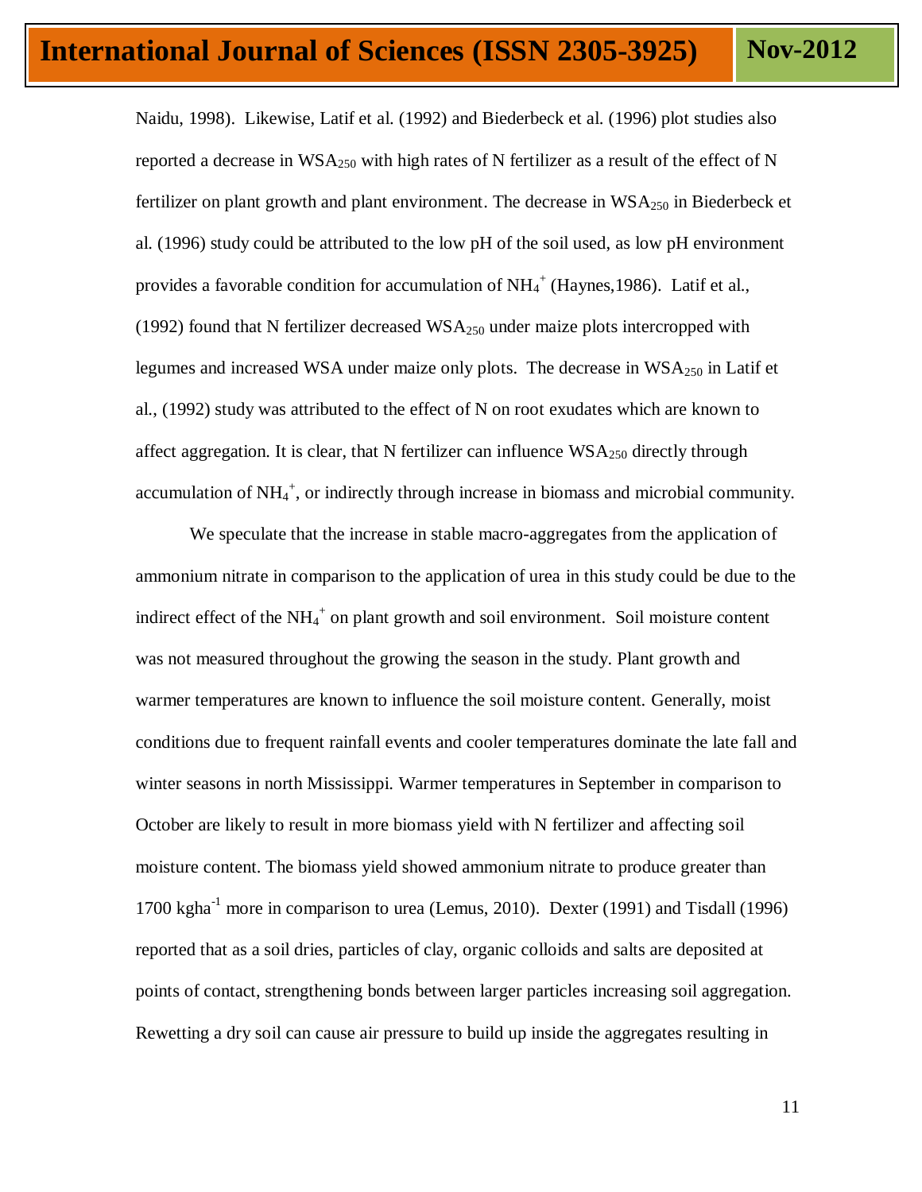Naidu, 1998). Likewise, Latif et al. (1992) and Biederbeck et al. (1996) plot studies also reported a decrease in $WSA_{250}$ with high rates of N fertilizer as a result of the effect of N fertilizer on plant growth and plant environment. The decrease in $WSA_{250}$ in Biederbeck et al. (1996) study could be attributed to the low pH of the soil used, as low pH environment provides a favorable condition for accumulation of $NH_4^+$ (Haynes,1986). Latif et al., (1992) found that N fertilizer decreased $WSA_{250}$ under maize plots intercropped with legumes and increased WSA under maize only plots. The decrease in $WSA_{250}$ in Latif et al., (1992) study was attributed to the effect of N on root exudates which are known to affect aggregation. It is clear, that N fertilizer can influence $WSA_{250}$ directly through accumulation of $NH_4^+$, or indirectly through increase in biomass and microbial community.

We speculate that the increase in stable macro-aggregates from the application of ammonium nitrate in comparison to the application of urea in this study could be due to the indirect effect of the $NH_4^+$ on plant growth and soil environment. Soil moisture content was not measured throughout the growing the season in the study. Plant growth and warmer temperatures are known to influence the soil moisture content. Generally, moist conditions due to frequent rainfall events and cooler temperatures dominate the late fall and winter seasons in north Mississippi. Warmer temperatures in September in comparison to October are likely to result in more biomass yield with N fertilizer and affecting soil moisture content. The biomass yield showed ammonium nitrate to produce greater than 1700 $kgha^{-1}$ more in comparison to urea (Lemus, 2010). Dexter (1991) and Tisdall (1996) reported that as a soil dries, particles of clay, organic colloids and salts are deposited at points of contact, strengthening bonds between larger particles increasing soil aggregation. Rewetting a dry soil can cause air pressure to build up inside the aggregates resulting in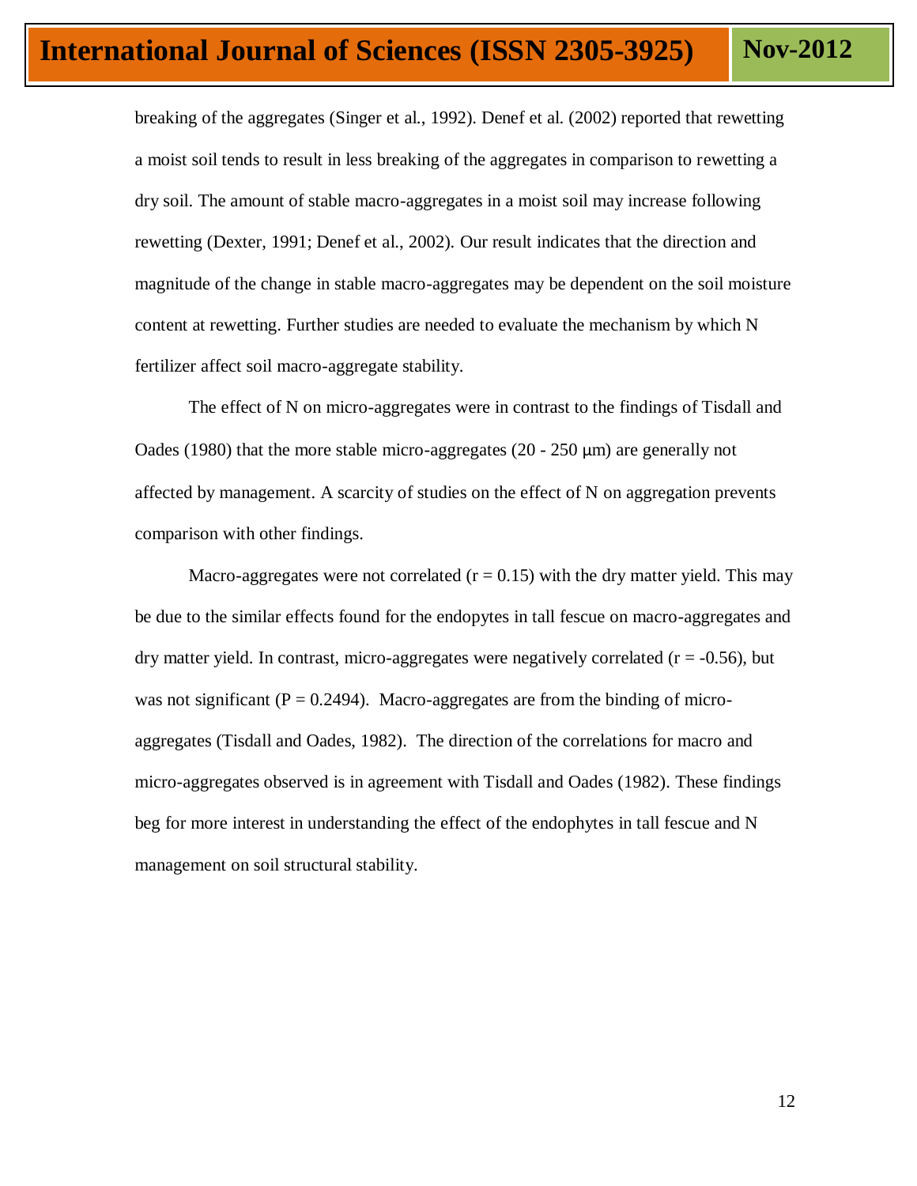breaking of the aggregates (Singer et al., 1992). Denef et al. (2002) reported that rewetting a moist soil tends to result in less breaking of the aggregates in comparison to rewetting a dry soil. The amount of stable macro-aggregates in a moist soil may increase following rewetting (Dexter, 1991; Denef et al., 2002). Our result indicates that the direction and magnitude of the change in stable macro-aggregates may be dependent on the soil moisture content at rewetting. Further studies are needed to evaluate the mechanism by which N fertilizer affect soil macro-aggregate stability.

The effect of N on micro-aggregates were in contrast to the findings of Tisdall and Oades (1980) that the more stable micro-aggregates (20 - 250 μm) are generally not affected by management. A scarcity of studies on the effect of N on aggregation prevents comparison with other findings.

Macro-aggregates were not correlated ($r = 0.15$) with the dry matter yield. This may be due to the similar effects found for the endopytes in tall fescue on macro-aggregates and dry matter yield. In contrast, micro-aggregates were negatively correlated ($r = -0.56$), but was not significant ($P = 0.2494$). Macro-aggregates are from the binding of micro-aggregates (Tisdall and Oades, 1982). The direction of the correlations for macro and micro-aggregates observed is in agreement with Tisdall and Oades (1982). These findings beg for more interest in understanding the effect of the endophytes in tall fescue and N management on soil structural stability.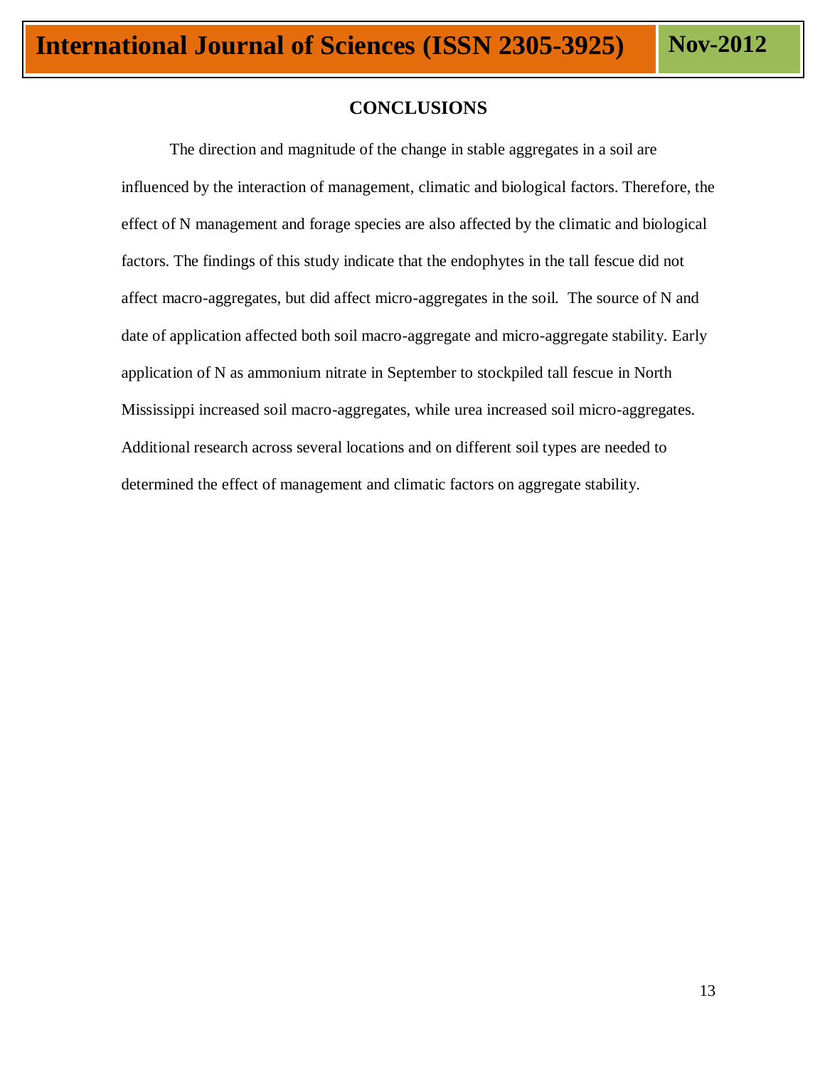## CONCLUSIONS

The direction and magnitude of the change in stable aggregates in a soil are influenced by the interaction of management, climatic and biological factors. Therefore, the effect of N management and forage species are also affected by the climatic and biological factors. The findings of this study indicate that the endophytes in the tall fescue did not affect macro-aggregates, but did affect micro-aggregates in the soil. The source of N and date of application affected both soil macro-aggregate and micro-aggregate stability. Early application of N as ammonium nitrate in September to stockpiled tall fescue in North Mississippi increased soil macro-aggregates, while urea increased soil micro-aggregates. Additional research across several locations and on different soil types are needed to determined the effect of management and climatic factors on aggregate stability.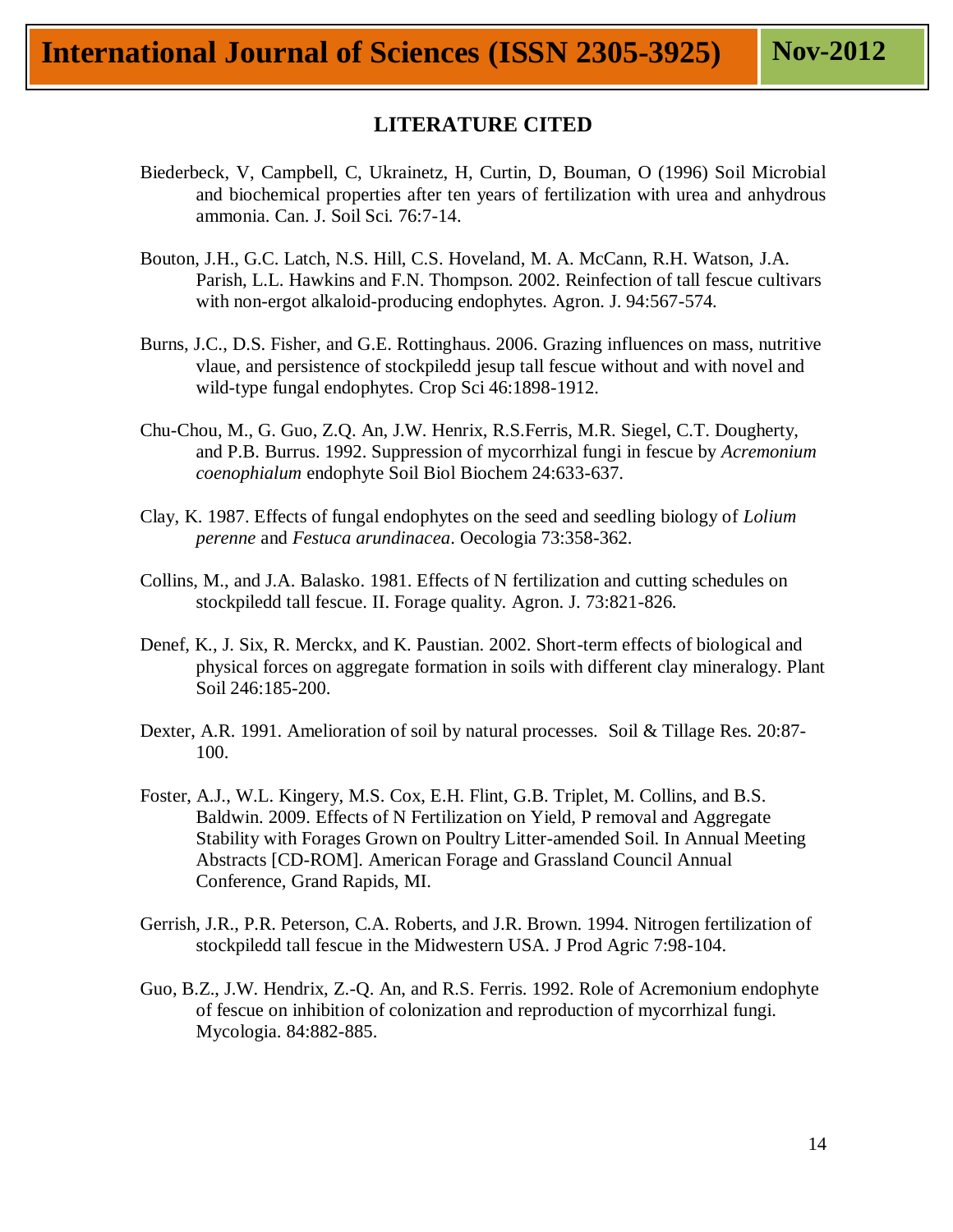## LITERATURE CITED

Biederbeck, V, Campbell, C, Ukrainetz, H, Curtin, D, Bouman, O (1996) Soil Microbial and biochemical properties after ten years of fertilization with urea and anhydrous ammonia. Can. J. Soil Sci. 76:7-14.

Bouton, J.H., G.C. Latch, N.S. Hill, C.S. Hoveland, M. A. McCann, R.H. Watson, J.A. Parish, L.L. Hawkins and F.N. Thompson. 2002. Reinfection of tall fescue cultivars with non-ergot alkaloid-producing endophytes. Agron. J. 94:567-574.

Burns, J.C., D.S. Fisher, and G.E. Rottinghaus. 2006. Grazing influences on mass, nutritive vlaue, and persistence of stockpiledd jesup tall fescue without and with novel and wild-type fungal endophytes. Crop Sci 46:1898-1912.

Chu-Chou, M., G. Guo, Z.Q. An, J.W. Henrix, R.S.Ferris, M.R. Siegel, C.T. Dougherty, and P.B. Burrus. 1992. Suppression of mycorrhizal fungi in fescue by *Acremonium coenophialum* endophyte Soil Biol Biochem 24:633-637.

Clay, K. 1987. Effects of fungal endophytes on the seed and seedling biology of *Lolium perenne* and *Festuca arundinacea*. Oecologia 73:358-362.

Collins, M., and J.A. Balasko. 1981. Effects of N fertilization and cutting schedules on stockpiledd tall fescue. II. Forage quality. Agron. J. 73:821-826.

Denef, K., J. Six, R. Merckx, and K. Paustian. 2002. Short-term effects of biological and physical forces on aggregate formation in soils with different clay mineralogy. Plant Soil 246:185-200.

Dexter, A.R. 1991. Amelioration of soil by natural processes. Soil & Tillage Res. 20:87-100.

Foster, A.J., W.L. Kingery, M.S. Cox, E.H. Flint, G.B. Triplet, M. Collins, and B.S. Baldwin. 2009. Effects of N Fertilization on Yield, P removal and Aggregate Stability with Forages Grown on Poultry Litter-amended Soil. In Annual Meeting Abstracts [CD-ROM]. American Forage and Grassland Council Annual Conference, Grand Rapids, MI.

Gerrish, J.R., P.R. Peterson, C.A. Roberts, and J.R. Brown. 1994. Nitrogen fertilization of stockpiledd tall fescue in the Midwestern USA. J Prod Agric 7:98-104.

Guo, B.Z., J.W. Hendrix, Z.-Q. An, and R.S. Ferris. 1992. Role of Acremonium endophyte of fescue on inhibition of colonization and reproduction of mycorrhizal fungi. Mycologia. 84:882-885.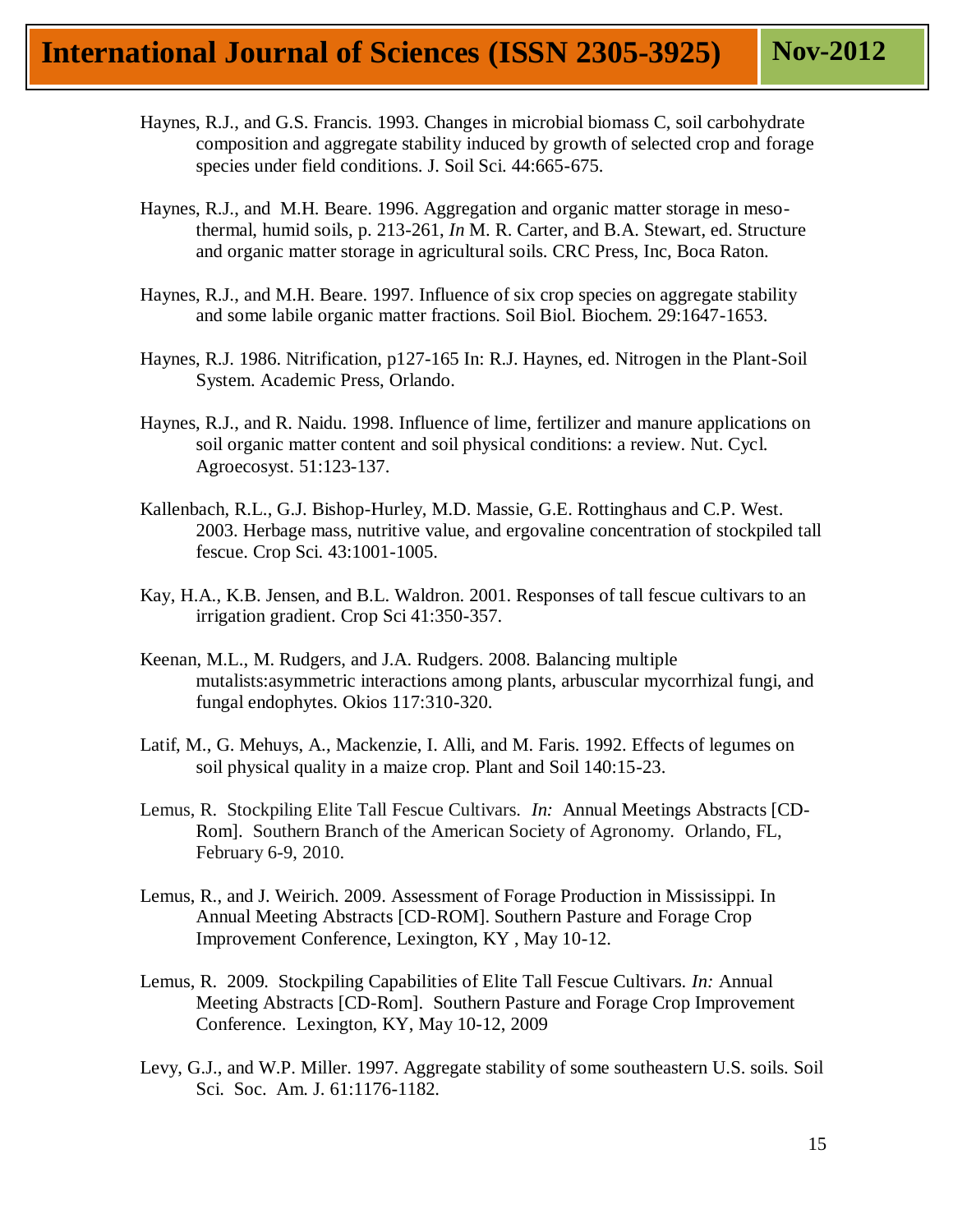Haynes, R.J., and G.S. Francis. 1993. Changes in microbial biomass C, soil carbohydrate composition and aggregate stability induced by growth of selected crop and forage species under field conditions. J. Soil Sci. 44:665-675.

Haynes, R.J., and M.H. Beare. 1996. Aggregation and organic matter storage in meso-thermal, humid soils, p. 213-261, *In* M. R. Carter, and B.A. Stewart, ed. Structure and organic matter storage in agricultural soils. CRC Press, Inc, Boca Raton.

Haynes, R.J., and M.H. Beare. 1997. Influence of six crop species on aggregate stability and some labile organic matter fractions. Soil Biol. Biochem. 29:1647-1653.

Haynes, R.J. 1986. Nitrification, p127-165 In: R.J. Haynes, ed. Nitrogen in the Plant-Soil System. Academic Press, Orlando.

Haynes, R.J., and R. Naidu. 1998. Influence of lime, fertilizer and manure applications on soil organic matter content and soil physical conditions: a review. Nut. Cycl. Agroecosyst. 51:123-137.

Kallenbach, R.L., G.J. Bishop-Hurley, M.D. Massie, G.E. Rottinghaus and C.P. West. 2003. Herbage mass, nutritive value, and ergovaline concentration of stockpiled tall fescue. Crop Sci. 43:1001-1005.

Kay, H.A., K.B. Jensen, and B.L. Waldron. 2001. Responses of tall fescue cultivars to an irrigation gradient. Crop Sci 41:350-357.

Keenan, M.L., M. Rudgers, and J.A. Rudgers. 2008. Balancing multiple mutalists:asymmetric interactions among plants, arbuscular mycorrhizal fungi, and fungal endophytes. Okios 117:310-320.

Latif, M., G. Mehuys, A., Mackenzie, I. Alli, and M. Faris. 1992. Effects of legumes on soil physical quality in a maize crop. Plant and Soil 140:15-23.

Lemus, R. Stockpiling Elite Tall Fescue Cultivars. *In:* Annual Meetings Abstracts [CD-Rom]. Southern Branch of the American Society of Agronomy. Orlando, FL, February 6-9, 2010.

Lemus, R., and J. Weirich. 2009. Assessment of Forage Production in Mississippi. In Annual Meeting Abstracts [CD-ROM]. Southern Pasture and Forage Crop Improvement Conference, Lexington, KY , May 10-12.

Lemus, R. 2009. Stockpiling Capabilities of Elite Tall Fescue Cultivars. *In:* Annual Meeting Abstracts [CD-Rom]. Southern Pasture and Forage Crop Improvement Conference. Lexington, KY, May 10-12, 2009

Levy, G.J., and W.P. Miller. 1997. Aggregate stability of some southeastern U.S. soils. Soil Sci. Soc. Am. J. 61:1176-1182.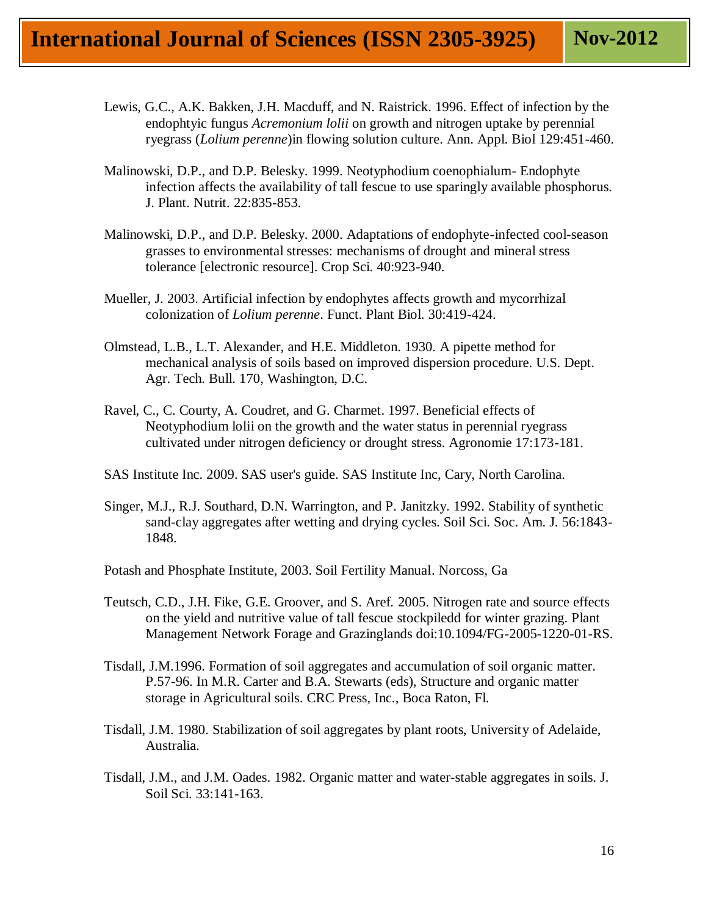Lewis, G.C., A.K. Bakken, J.H. Macduff, and N. Raistrick. 1996. Effect of infection by the endophtyic fungus *Acremonium lolii* on growth and nitrogen uptake by perennial ryegrass (*Lolium perenne*)in flowing solution culture. Ann. Appl. Biol 129:451-460.

Malinowski, D.P., and D.P. Belesky. 1999. Neotyphodium coenophialum- Endophyte infection affects the availability of tall fescue to use sparingly available phosphorus. J. Plant. Nutrit. 22:835-853.

Malinowski, D.P., and D.P. Belesky. 2000. Adaptations of endophyte-infected cool-season grasses to environmental stresses: mechanisms of drought and mineral stress tolerance [electronic resource]. Crop Sci. 40:923-940.

Mueller, J. 2003. Artificial infection by endophytes affects growth and mycorrhizal colonization of *Lolium perenne*. Funct. Plant Biol. 30:419-424.

Olmstead, L.B., L.T. Alexander, and H.E. Middleton. 1930. A pipette method for mechanical analysis of soils based on improved dispersion procedure. U.S. Dept. Agr. Tech. Bull. 170, Washington, D.C.

Ravel, C., C. Courty, A. Coudret, and G. Charmet. 1997. Beneficial effects of Neotyphodium lolii on the growth and the water status in perennial ryegrass cultivated under nitrogen deficiency or drought stress. Agronomie 17:173-181.

SAS Institute Inc. 2009. SAS user's guide. SAS Institute Inc, Cary, North Carolina.

Singer, M.J., R.J. Southard, D.N. Warrington, and P. Janitzky. 1992. Stability of synthetic sand-clay aggregates after wetting and drying cycles. Soil Sci. Soc. Am. J. 56:1843-1848.

Potash and Phosphate Institute, 2003. Soil Fertility Manual. Norcoss, Ga

Teutsch, C.D., J.H. Fike, G.E. Groover, and S. Aref. 2005. Nitrogen rate and source effects on the yield and nutritive value of tall fescue stockpiledd for winter grazing. Plant Management Network Forage and Grazinglands doi:10.1094/FG-2005-1220-01-RS.

Tisdall, J.M.1996. Formation of soil aggregates and accumulation of soil organic matter. P.57-96. In M.R. Carter and B.A. Stewarts (eds), Structure and organic matter storage in Agricultural soils. CRC Press, Inc., Boca Raton, Fl.

Tisdall, J.M. 1980. Stabilization of soil aggregates by plant roots, University of Adelaide, Australia.

Tisdall, J.M., and J.M. Oades. 1982. Organic matter and water-stable aggregates in soils. J. Soil Sci. 33:141-163.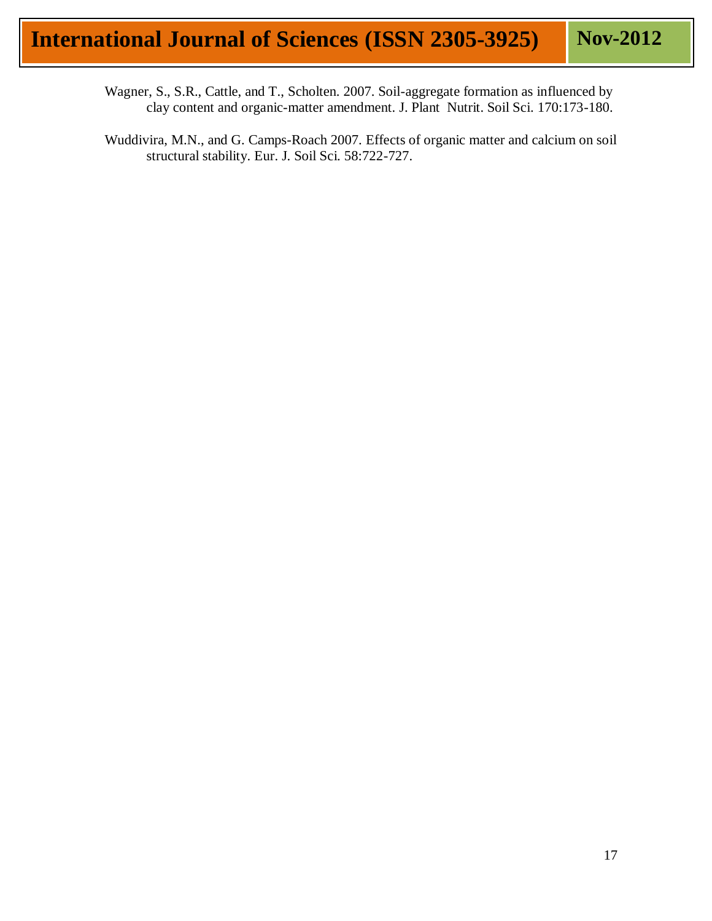Wagner, S., S.R., Cattle, and T., Scholten. 2007. Soil-aggregate formation as influenced by clay content and organic-matter amendment. J. Plant Nutrit. Soil Sci. 170:173-180.

Wuddivira, M.N., and G. Camps-Roach 2007. Effects of organic matter and calcium on soil structural stability. Eur. J. Soil Sci. 58:722-727.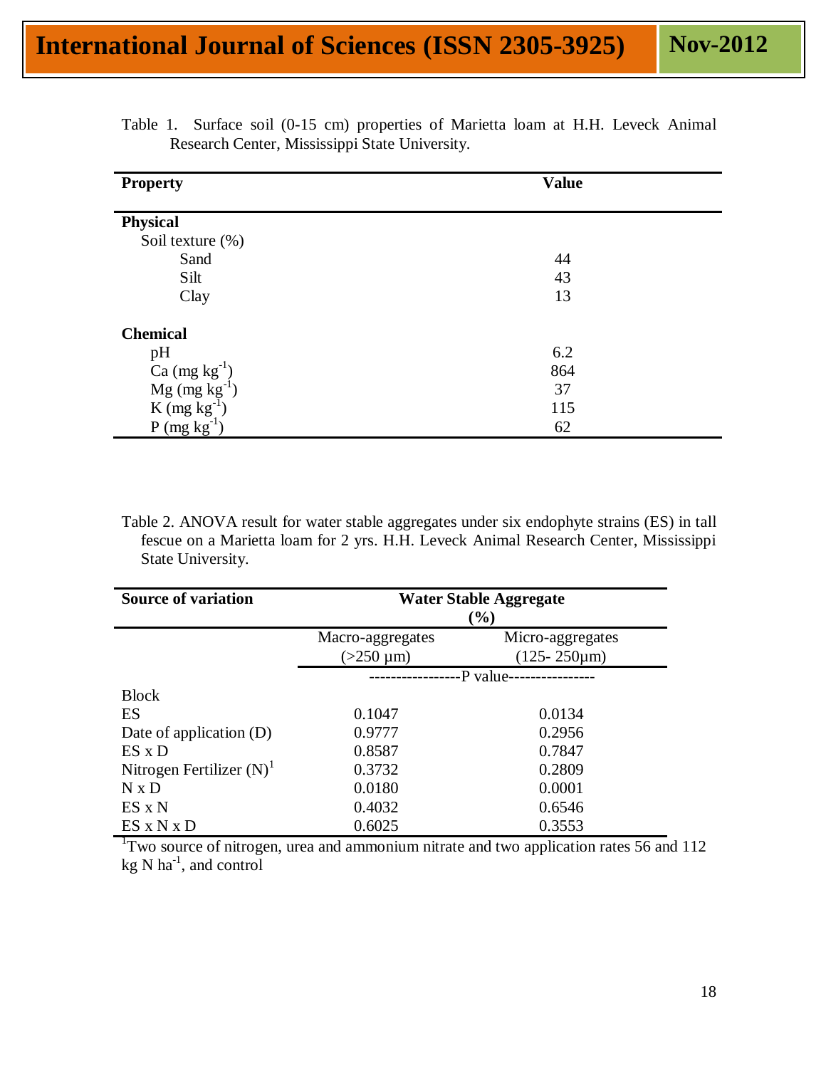Table 1. Surface soil (0-15 cm) properties of Marietta loam at H.H. Leveck Animal Research Center, Mississippi State University.

| Property | Value |
|---|---|
| **Physical** | |
| Soil texture (%) | |
| Sand | 44 |
| Silt | 43 |
| Clay | 13 |
| **Chemical** | |
| pH | 6.2 |
| Ca (mg $kg^{-1}$) | 864 |
| Mg (mg $kg^{-1}$) | 37 |
| K (mg $kg^{-1}$) | 115 |
| P (mg $kg^{-1}$) | 62 |

Table 2. ANOVA result for water stable aggregates under six endophyte strains (ES) in tall fescue on a Marietta loam for 2 yrs. H.H. Leveck Animal Research Center, Mississippi State University.

| **Source of variation** | **Water Stable Aggregate (%)** | |
|---|---|---|
| | Macro-aggregates (>250 µm) | Micro-aggregates (125- 250µm) |
| | -----------------P value---------------- | |
| Block | | |
| ES | 0.1047 | 0.0134 |
| Date of application (D) | 0.9777 | 0.2956 |
| ES x D | 0.8587 | 0.7847 |
| Nitrogen Fertilizer (N)[1] | 0.3732 | 0.2809 |
| N x D | 0.0180 | 0.0001 |
| ES x N | 0.4032 | 0.6546 |
| ES x N x D | 0.6025 | 0.3553 |

[1]Two source of nitrogen, urea and ammonium nitrate and two application rates 56 and 112 kg N $ha^{-1}$, and control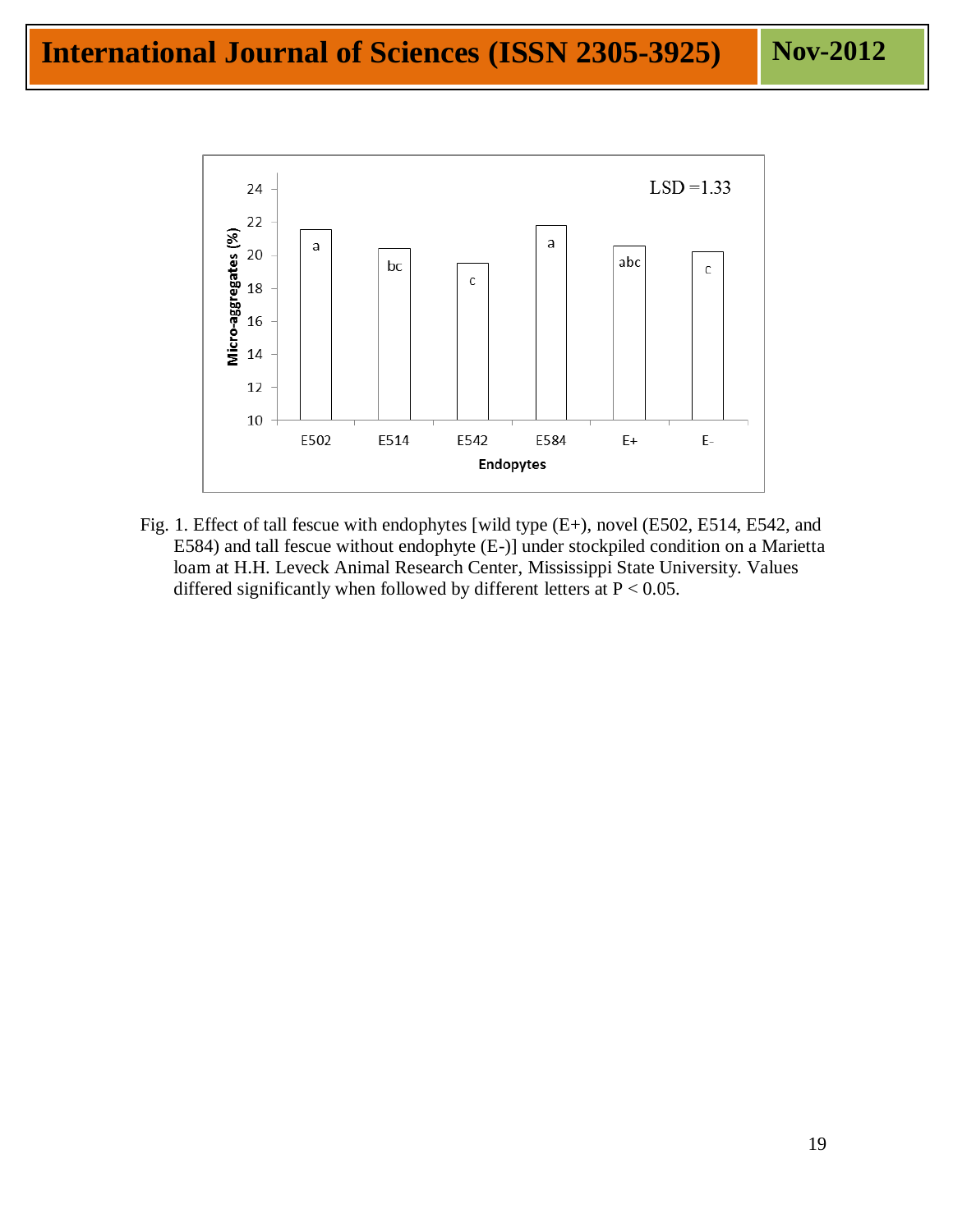LSD =1.33

24

22

20

18

16

14

12

10

Micro-aggregates (%)

a

bc

c

a

abc

c

E502

E514

E542

E584

E+

E-

Endopytes

Fig. 1. Effect of tall fescue with endophytes [wild type (E+), novel (E502, E514, E542, and E584) and tall fescue without endophyte (E-)] under stockpiled condition on a Marietta loam at H.H. Leveck Animal Research Center, Mississippi State University. Values differed significantly when followed by different letters at $P < 0.05$.